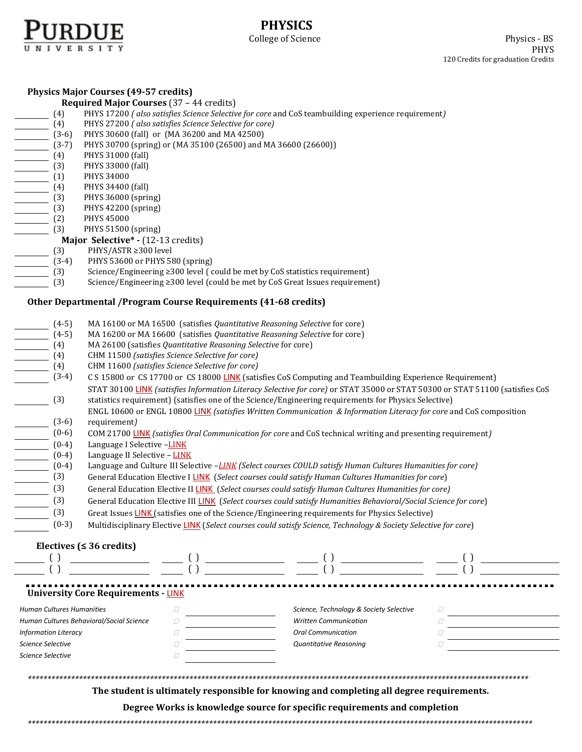**PURDUE UNIVERSITY**

# PHYSICS

College of Science

Physics - BS
PHYS
120 Credits for graduation Credits

## Physics Major Courses (49-57 credits)

### Required Major Courses (37 – 44 credits)

| | Credits | Course |
|---|---|---|
| ______ | (4) | PHYS 17200 *( also satisfies Science Selective for core* and CoS teambuilding experience requirement*)* |
| ______ | (4) | PHYS 27200 *( also satisfies Science Selective for core)* |
| ______ | (3-6) | PHYS 30600 (fall) or (MA 36200 and MA 42500) |
| ______ | (3-7) | PHYS 30700 (spring) or (MA 35100 (26500) and MA 36600 (26600)) |
| ______ | (4) | PHYS 31000 (fall) |
| ______ | (3) | PHYS 33000 (fall) |
| ______ | (1) | PHYS 34000 |
| ______ | (4) | PHYS 34400 (fall) |
| ______ | (3) | PHYS 36000 (spring) |
| ______ | (3) | PHYS 42200 (spring) |
| ______ | (2) | PHYS 45000 |
| ______ | (3) | PHYS 51500 (spring) |

### Major Selective* - (12-13 credits)

| | Credits | Course |
|---|---|---|
| ______ | (3) | PHYS/ASTR ≥300 level |
| ______ | (3-4) | PHYS 53600 or PHYS 580 (spring) |
| ______ | (3) | Science/Engineering ≥300 level ( could be met by CoS statistics requirement) |
| ______ | (3) | Science/Engineering ≥300 level (could be met by CoS Great Issues requirement) |

## Other Departmental /Program Course Requirements (41-68 credits)

| | Credits | Course |
|---|---|---|
| ______ | (4-5) | MA 16100 or MA 16500 (satisfies *Quantitative Reasoning Selective* for core) |
| ______ | (4-5) | MA 16200 or MA 16600 (satisfies *Quantitative Reasoning Selective* for core) |
| ______ | (4) | MA 26100 (satisfies *Quantitative Reasoning Selective* for core) |
| ______ | (4) | CHM 11500 *(satisfies Science Selective for core)* |
| ______ | (4) | CHM 11600 *(satisfies Science Selective for core)* |
| ______ | (3-4) | C S 15800 or CS 17700 or CS 18000 LINK (satisfies CoS Computing and Teambuilding Experience Requirement) |
| ______ | (3) | STAT 30100 LINK *(satisfies Information Literacy Selective for core)* or STAT 35000 or STAT 50300 or STAT 51100 (satisfies CoS statistics requirement) (satisfies one of the Science/Engineering requirements for Physics Selective) |
| ______ | (3-6) | ENGL 10600 or ENGL 10800 LINK *(satisfies Written Communication & Information Literacy for core* and CoS composition requirement*)* |
| ______ | (0-6) | COM 21700 LINK *(satisfies Oral Communication for core* and CoS technical writing and presenting requirement*)* |
| ______ | (0-4) | Language I Selective –LINK |
| ______ | (0-4) | Language II Selective – LINK |
| ______ | (0-4) | Language and Culture III Selective –*LINK (Select courses COULD satisfy Human Cultures Humanities for core)* |
| ______ | (3) | General Education Elective I LINK (*Select courses could satisfy Human Cultures Humanities for core*) |
| ______ | (3) | General Education Elective II LINK (*Select courses could satisfy Human Cultures Humanities for core)* |
| ______ | (3) | General Education Elective III LINK (*Select courses could satisfy Humanities Behavioral/Social Science for core*) |
| ______ | (3) | Great Issues LINK (satisfies one of the Science/Engineering requirements for Physics Selective) |
| ______ | (0-3) | Multidisciplinary Elective LINK (*Select courses could satisfy Science, Technology & Society Selective for core*) |

### Electives (≤ 36 credits)

| | | | |
|---|---|---|---|
| ____ ( ) ________ | ____ ( ) ________ | ____ ( ) ________ | ____ ( ) ________ |
| ____ ( ) ________ | ____ ( ) ________ | ____ ( ) ________ | ____ ( ) ________ |

## University Core Requirements - LINK

| Requirement | | | Requirement | | |
|---|---|---|---|---|---|
| *Human Cultures Humanities* | ☐ | ________ | *Science, Technology & Society Selective* | ☐ | ________ |
| *Human Cultures Behavioral/Social Science* | ☐ | ________ | *Written Communication* | ☐ | ________ |
| *Information Literacy* | ☐ | ________ | *Oral Communication* | ☐ | ________ |
| *Science Selective* | ☐ | ________ | *Quantitative Reasoning* | ☐ | ________ |
| *Science Selective* | ☐ | ________ | | | |

**The student is ultimately responsible for knowing and completing all degree requirements.**

**Degree Works is knowledge source for specific requirements and completion**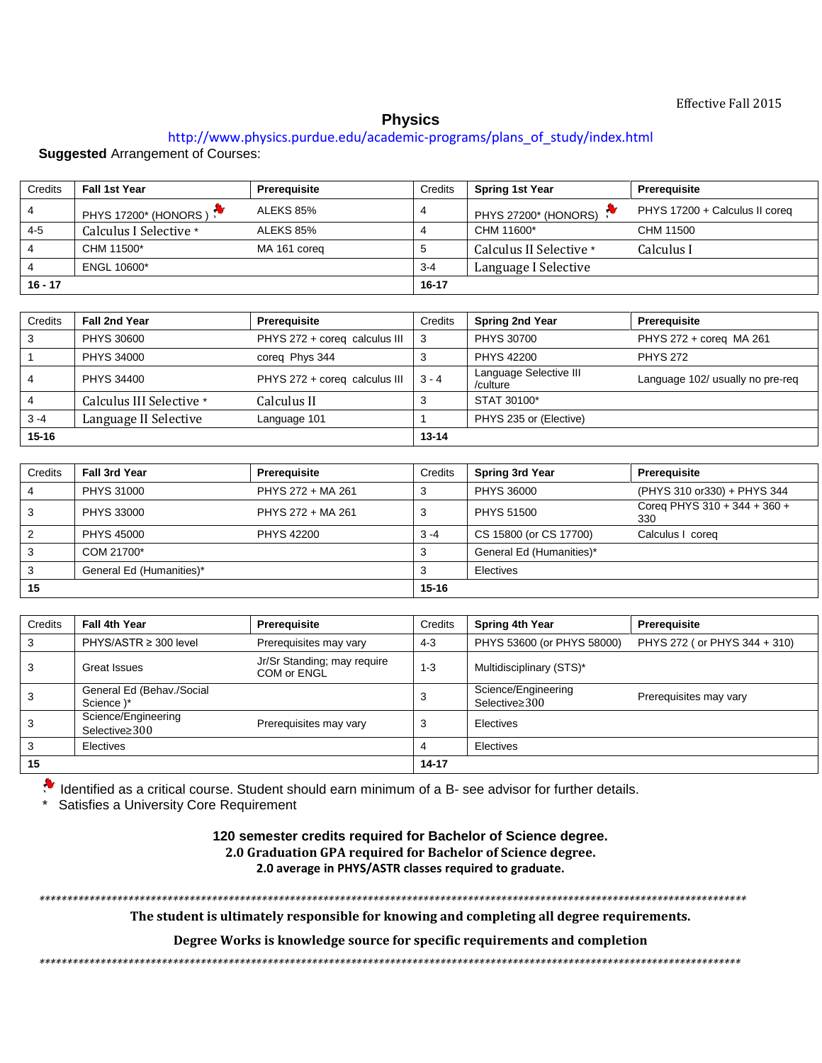Effective Fall 2015

# Physics

http://www.physics.purdue.edu/academic-programs/plans_of_study/index.html

**Suggested** Arrangement of Courses:

| Credits | Fall 1st Year | Prerequisite | Credits | Spring 1st Year | Prerequisite |
|---|---|---|---|---|---|
| 4 | PHYS 17200* (HONORS ) | ALEKS 85% | 4 | PHYS 27200* (HONORS) | PHYS 17200 + Calculus II coreq |
| 4-5 | Calculus I Selective * | ALEKS 85% | 4 | CHM 11600* | CHM 11500 |
| 4 | CHM 11500* | MA 161 coreq | 5 | Calculus II Selective * | Calculus I |
| 4 | ENGL 10600* | | 3-4 | Language I Selective | |
| **16 - 17** | | | **16-17** | | |

| Credits | Fall 2nd Year | Prerequisite | Credits | Spring 2nd Year | Prerequisite |
|---|---|---|---|---|---|
| 3 | PHYS 30600 | PHYS 272 + coreq calculus III | 3 | PHYS 30700 | PHYS 272 + coreq MA 261 |
| 1 | PHYS 34000 | coreq Phys 344 | 3 | PHYS 42200 | PHYS 272 |
| 4 | PHYS 34400 | PHYS 272 + coreq calculus III | 3 - 4 | Language Selective III /culture | Language 102/ usually no pre-req |
| 4 | Calculus III Selective * | Calculus II | 3 | STAT 30100* | |
| 3 -4 | Language II Selective | Language 101 | 1 | PHYS 235 or (Elective) | |
| **15-16** | | | **13-14** | | |

| Credits | Fall 3rd Year | Prerequisite | Credits | Spring 3rd Year | Prerequisite |
|---|---|---|---|---|---|
| 4 | PHYS 31000 | PHYS 272 + MA 261 | 3 | PHYS 36000 | (PHYS 310 or330) + PHYS 344 |
| 3 | PHYS 33000 | PHYS 272 + MA 261 | 3 | PHYS 51500 | Coreq PHYS 310 + 344 + 360 + 330 |
| 2 | PHYS 45000 | PHYS 42200 | 3 -4 | CS 15800 (or CS 17700) | Calculus I coreq |
| 3 | COM 21700* | | 3 | General Ed (Humanities)* | |
| 3 | General Ed (Humanities)* | | 3 | Electives | |
| **15** | | | **15-16** | | |

| Credits | Fall 4th Year | Prerequisite | Credits | Spring 4th Year | Prerequisite |
|---|---|---|---|---|---|
| 3 | PHYS/ASTR ≥ 300 level | Prerequisites may vary | 4-3 | PHYS 53600 (or PHYS 58000) | PHYS 272 ( or PHYS 344 + 310) |
| 3 | Great Issues | Jr/Sr Standing; may require COM or ENGL | 1-3 | Multidisciplinary (STS)* | |
| 3 | General Ed (Behav./Social Science )* | | 3 | Science/Engineering Selective≥300 | Prerequisites may vary |
| 3 | Science/Engineering Selective≥300 | Prerequisites may vary | 3 | Electives | |
| 3 | Electives | | 4 | Electives | |
| **15** | | | **14-17** | | |

Identified as a critical course. Student should earn minimum of a B- see advisor for further details.

\* Satisfies a University Core Requirement

**120 semester credits required for Bachelor of Science degree.**
**2.0 Graduation GPA required for Bachelor of Science degree.**
**2.0 average in PHYS/ASTR classes required to graduate.**

**The student is ultimately responsible for knowing and completing all degree requirements.**

**Degree Works is knowledge source for specific requirements and completion**